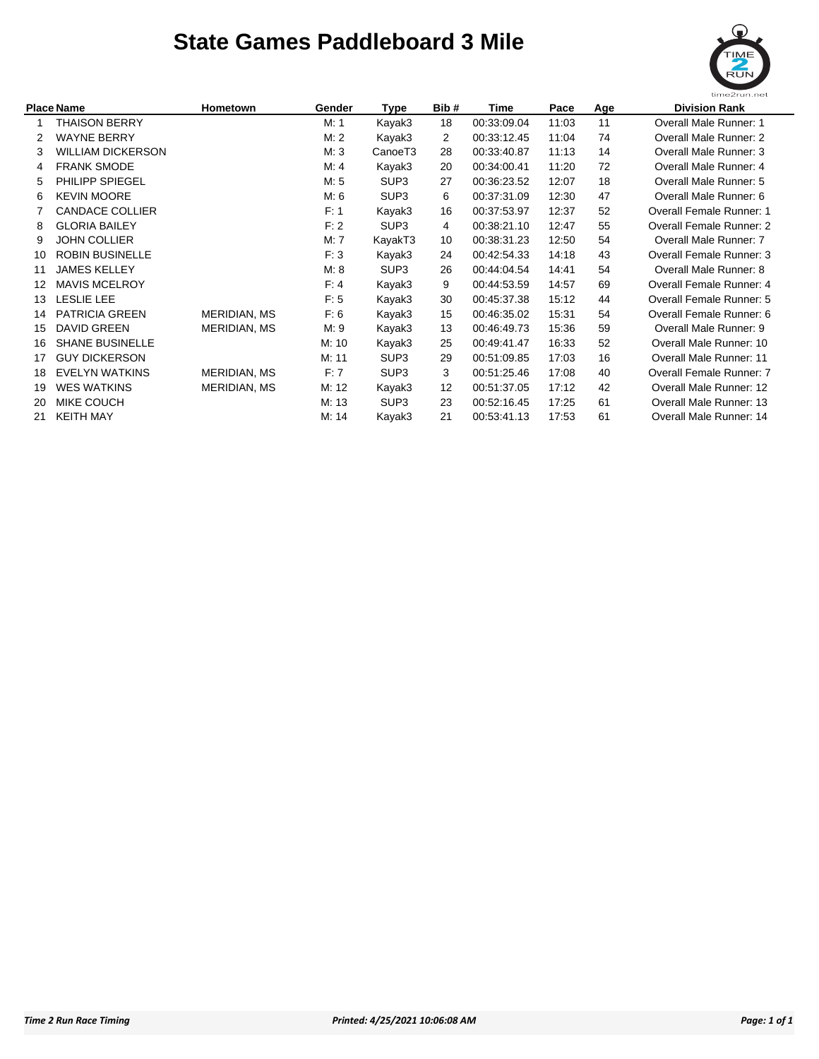# State Games Paddleboard 3 Mile

| Place | Name | Hometown | Gender | Type | Bib # | Time | Pace | Age | Division Rank |
|---|---|---|---|---|---|---|---|---|---|
| 1 | THAISON BERRY | | M: 1 | Kayak3 | 18 | 00:33:09.04 | 11:03 | 11 | Overall Male Runner: 1 |
| 2 | WAYNE BERRY | | M: 2 | Kayak3 | 2 | 00:33:12.45 | 11:04 | 74 | Overall Male Runner: 2 |
| 3 | WILLIAM DICKERSON | | M: 3 | CanoeT3 | 28 | 00:33:40.87 | 11:13 | 14 | Overall Male Runner: 3 |
| 4 | FRANK SMODE | | M: 4 | Kayak3 | 20 | 00:34:00.41 | 11:20 | 72 | Overall Male Runner: 4 |
| 5 | PHILIPP SPIEGEL | | M: 5 | SUP3 | 27 | 00:36:23.52 | 12:07 | 18 | Overall Male Runner: 5 |
| 6 | KEVIN MOORE | | M: 6 | SUP3 | 6 | 00:37:31.09 | 12:30 | 47 | Overall Male Runner: 6 |
| 7 | CANDACE COLLIER | | F: 1 | Kayak3 | 16 | 00:37:53.97 | 12:37 | 52 | Overall Female Runner: 1 |
| 8 | GLORIA BAILEY | | F: 2 | SUP3 | 4 | 00:38:21.10 | 12:47 | 55 | Overall Female Runner: 2 |
| 9 | JOHN COLLIER | | M: 7 | KayakT3 | 10 | 00:38:31.23 | 12:50 | 54 | Overall Male Runner: 7 |
| 10 | ROBIN BUSINELLE | | F: 3 | Kayak3 | 24 | 00:42:54.33 | 14:18 | 43 | Overall Female Runner: 3 |
| 11 | JAMES KELLEY | | M: 8 | SUP3 | 26 | 00:44:04.54 | 14:41 | 54 | Overall Male Runner: 8 |
| 12 | MAVIS MCELROY | | F: 4 | Kayak3 | 9 | 00:44:53.59 | 14:57 | 69 | Overall Female Runner: 4 |
| 13 | LESLIE LEE | | F: 5 | Kayak3 | 30 | 00:45:37.38 | 15:12 | 44 | Overall Female Runner: 5 |
| 14 | PATRICIA GREEN | MERIDIAN, MS | F: 6 | Kayak3 | 15 | 00:46:35.02 | 15:31 | 54 | Overall Female Runner: 6 |
| 15 | DAVID GREEN | MERIDIAN, MS | M: 9 | Kayak3 | 13 | 00:46:49.73 | 15:36 | 59 | Overall Male Runner: 9 |
| 16 | SHANE BUSINELLE | | M: 10 | Kayak3 | 25 | 00:49:41.47 | 16:33 | 52 | Overall Male Runner: 10 |
| 17 | GUY DICKERSON | | M: 11 | SUP3 | 29 | 00:51:09.85 | 17:03 | 16 | Overall Male Runner: 11 |
| 18 | EVELYN WATKINS | MERIDIAN, MS | F: 7 | SUP3 | 3 | 00:51:25.46 | 17:08 | 40 | Overall Female Runner: 7 |
| 19 | WES WATKINS | MERIDIAN, MS | M: 12 | Kayak3 | 12 | 00:51:37.05 | 17:12 | 42 | Overall Male Runner: 12 |
| 20 | MIKE COUCH | | M: 13 | SUP3 | 23 | 00:52:16.45 | 17:25 | 61 | Overall Male Runner: 13 |
| 21 | KEITH MAY | | M: 14 | Kayak3 | 21 | 00:53:41.13 | 17:53 | 61 | Overall Male Runner: 14 |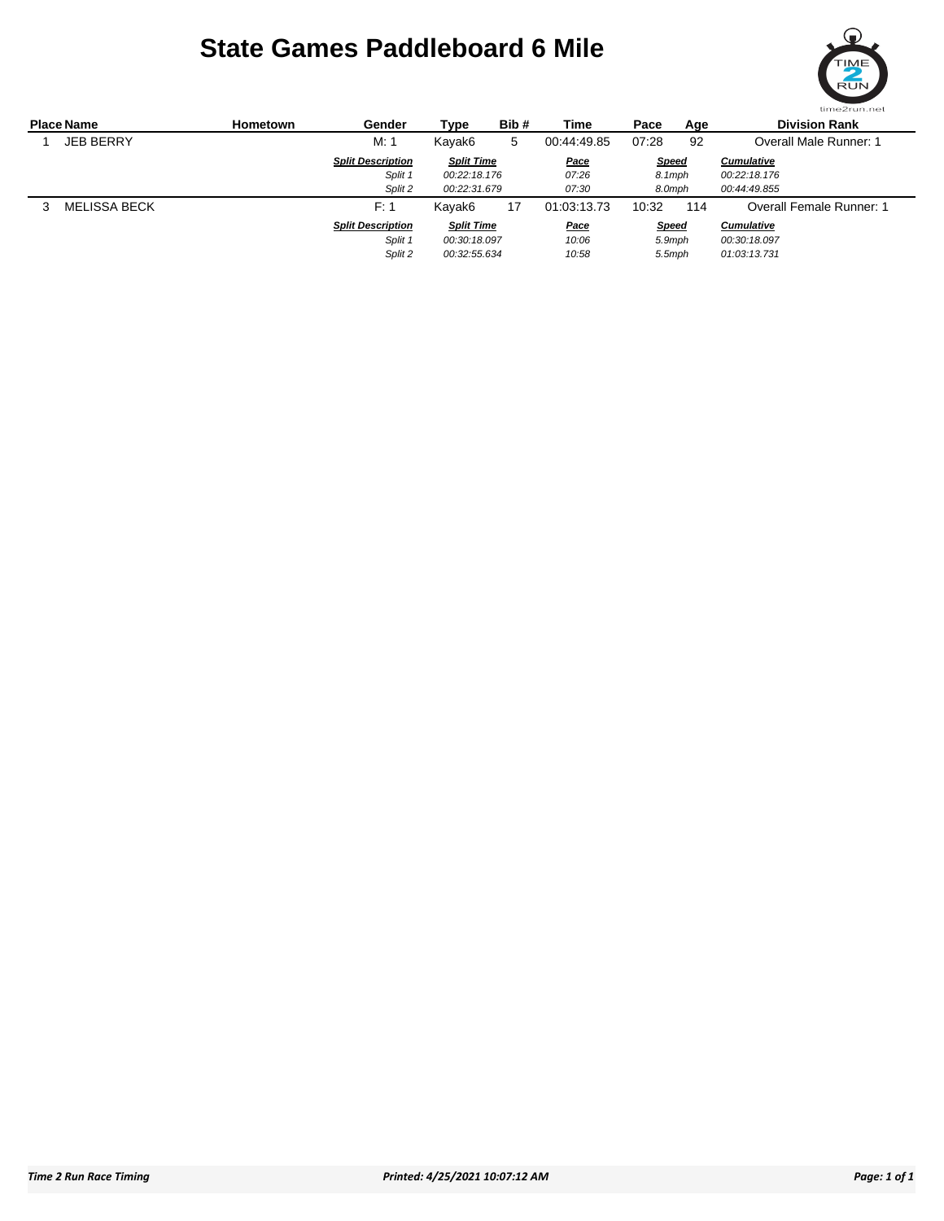# State Games Paddleboard 6 Mile

| Place | Name | Hometown | Gender | Type | Bib # | Time | Pace | Age | Division Rank |
|---|---|---|---|---|---|---|---|---|---|
| 1 | JEB BERRY | | M: 1 | Kayak6 | 5 | 00:44:49.85 | 07:28 | 92 | Overall Male Runner: 1 |

| Split Description | Split Time | Pace | Speed | Cumulative |
|---|---|---|---|---|
| Split 1 | 00:22:18.176 | 07:26 | 8.1mph | 00:22:18.176 |
| Split 2 | 00:22:31.679 | 07:30 | 8.0mph | 00:44:49.855 |

| Place | Name | Hometown | Gender | Type | Bib # | Time | Pace | Age | Division Rank |
|---|---|---|---|---|---|---|---|---|---|
| 3 | MELISSA BECK | | F: 1 | Kayak6 | 17 | 01:03:13.73 | 10:32 | 114 | Overall Female Runner: 1 |

| Split Description | Split Time | Pace | Speed | Cumulative |
|---|---|---|---|---|
| Split 1 | 00:30:18.097 | 10:06 | 5.9mph | 00:30:18.097 |
| Split 2 | 00:32:55.634 | 10:58 | 5.5mph | 01:03:13.731 |

*Time 2 Run Race Timing* *Printed: 4/25/2021 10:07:12 AM*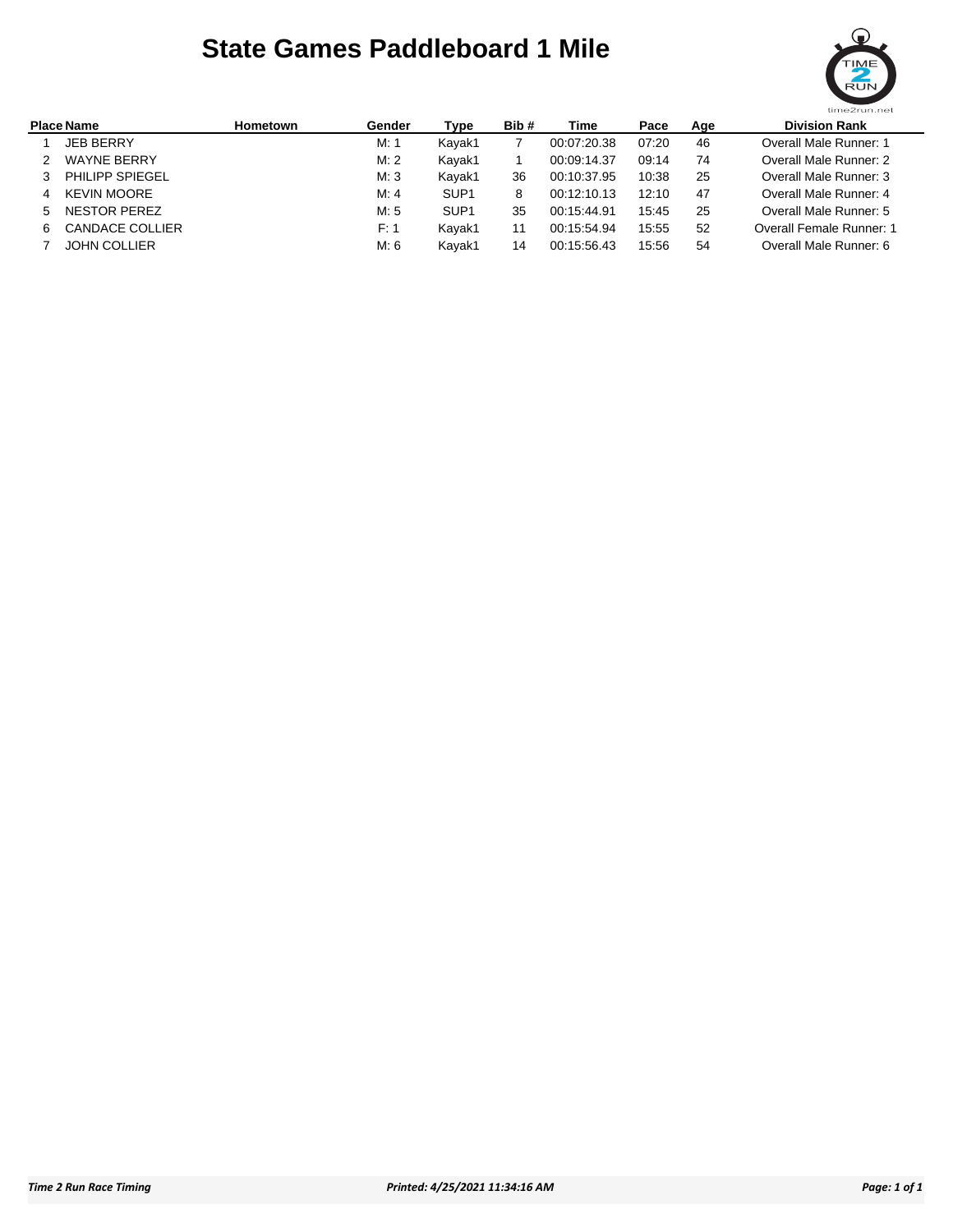# State Games Paddleboard 1 Mile

| Place | Name | Hometown | Gender | Type | Bib # | Time | Pace | Age | Division Rank |
|---|---|---|---|---|---|---|---|---|---|
| 1 | JEB BERRY | | M: 1 | Kayak1 | 7 | 00:07:20.38 | 07:20 | 46 | Overall Male Runner: 1 |
| 2 | WAYNE BERRY | | M: 2 | Kayak1 | 1 | 00:09:14.37 | 09:14 | 74 | Overall Male Runner: 2 |
| 3 | PHILIPP SPIEGEL | | M: 3 | Kayak1 | 36 | 00:10:37.95 | 10:38 | 25 | Overall Male Runner: 3 |
| 4 | KEVIN MOORE | | M: 4 | SUP1 | 8 | 00:12:10.13 | 12:10 | 47 | Overall Male Runner: 4 |
| 5 | NESTOR PEREZ | | M: 5 | SUP1 | 35 | 00:15:44.91 | 15:45 | 25 | Overall Male Runner: 5 |
| 6 | CANDACE COLLIER | | F: 1 | Kayak1 | 11 | 00:15:54.94 | 15:55 | 52 | Overall Female Runner: 1 |
| 7 | JOHN COLLIER | | M: 6 | Kayak1 | 14 | 00:15:56.43 | 15:56 | 54 | Overall Male Runner: 6 |

*Time 2 Run Race Timing* *Printed: 4/25/2021 11:34:16 AM*